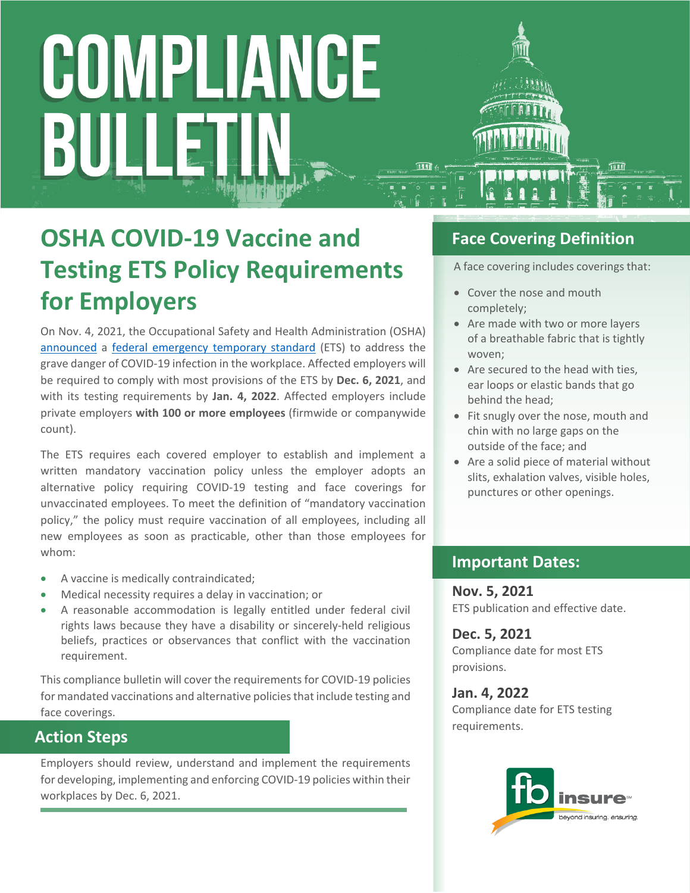# COMPLIANCE BULLETIN

## OSHA COVID-19 Vaccine and Testing ETS Policy Requirements for Employers

On Nov. 4, 2021, the Occupational Safety and Health Administration (OSHA) announced a federal emergency temporary standard (ETS) to address the grave danger of COVID-19 infection in the workplace. Affected employers will be required to comply with most provisions of the ETS by **Dec. 6, 2021**, and with its testing requirements by **Jan. 4, 2022**. Affected employers include private employers **with 100 or more employees** (firmwide or companywide count).

The ETS requires each covered employer to establish and implement a written mandatory vaccination policy unless the employer adopts an alternative policy requiring COVID-19 testing and face coverings for unvaccinated employees. To meet the definition of "mandatory vaccination policy," the policy must require vaccination of all employees, including all new employees as soon as practicable, other than those employees for whom:

- A vaccine is medically contraindicated;
- Medical necessity requires a delay in vaccination; or
- A reasonable accommodation is legally entitled under federal civil rights laws because they have a disability or sincerely-held religious beliefs, practices or observances that conflict with the vaccination requirement.

This compliance bulletin will cover the requirements for COVID-19 policies for mandated vaccinations and alternative policies that include testing and face coverings.

### Action Steps

Employers should review, understand and implement the requirements for developing, implementing and enforcing COVID-19 policies within their workplaces by Dec. 6, 2021.

### Face Covering Definition

A face covering includes coverings that:

- Cover the nose and mouth completely;
- Are made with two or more layers of a breathable fabric that is tightly woven;
- Are secured to the head with ties, ear loops or elastic bands that go behind the head;
- Fit snugly over the nose, mouth and chin with no large gaps on the outside of the face; and
- Are a solid piece of material without slits, exhalation valves, visible holes, punctures or other openings.

### Important Dates:

**Nov. 5, 2021**
ETS publication and effective date.

**Dec. 5, 2021**
Compliance date for most ETS provisions.

**Jan. 4, 2022**
Compliance date for ETS testing requirements.

fb insure — beyond insuring. ensuring.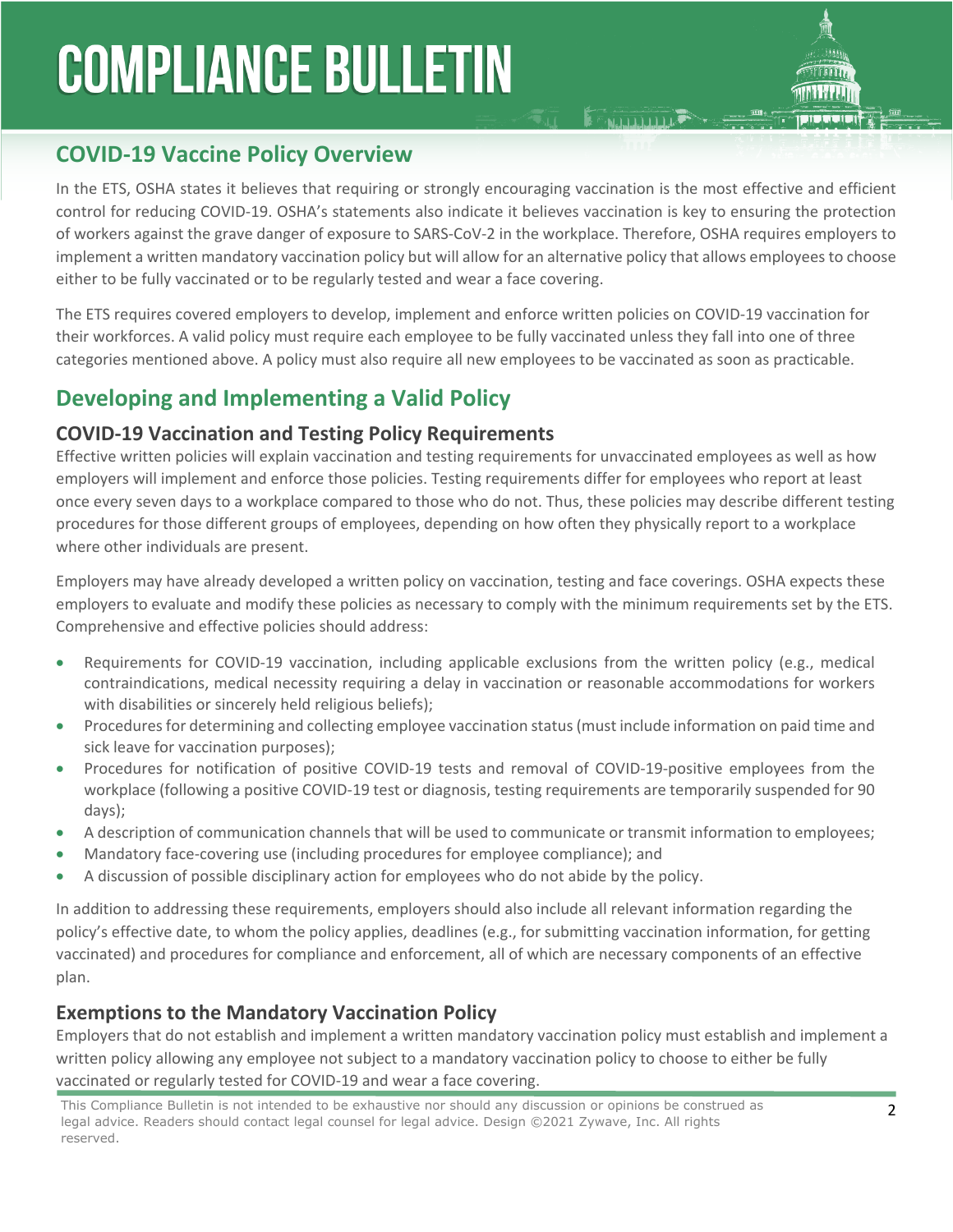# COMPLIANCE BULLETIN

## COVID-19 Vaccine Policy Overview

In the ETS, OSHA states it believes that requiring or strongly encouraging vaccination is the most effective and efficient control for reducing COVID-19. OSHA's statements also indicate it believes vaccination is key to ensuring the protection of workers against the grave danger of exposure to SARS-CoV-2 in the workplace. Therefore, OSHA requires employers to implement a written mandatory vaccination policy but will allow for an alternative policy that allows employees to choose either to be fully vaccinated or to be regularly tested and wear a face covering.

The ETS requires covered employers to develop, implement and enforce written policies on COVID-19 vaccination for their workforces. A valid policy must require each employee to be fully vaccinated unless they fall into one of three categories mentioned above. A policy must also require all new employees to be vaccinated as soon as practicable.

## Developing and Implementing a Valid Policy

### COVID-19 Vaccination and Testing Policy Requirements

Effective written policies will explain vaccination and testing requirements for unvaccinated employees as well as how employers will implement and enforce those policies. Testing requirements differ for employees who report at least once every seven days to a workplace compared to those who do not. Thus, these policies may describe different testing procedures for those different groups of employees, depending on how often they physically report to a workplace where other individuals are present.

Employers may have already developed a written policy on vaccination, testing and face coverings. OSHA expects these employers to evaluate and modify these policies as necessary to comply with the minimum requirements set by the ETS. Comprehensive and effective policies should address:

- Requirements for COVID-19 vaccination, including applicable exclusions from the written policy (e.g., medical contraindications, medical necessity requiring a delay in vaccination or reasonable accommodations for workers with disabilities or sincerely held religious beliefs);
- Procedures for determining and collecting employee vaccination status (must include information on paid time and sick leave for vaccination purposes);
- Procedures for notification of positive COVID-19 tests and removal of COVID-19-positive employees from the workplace (following a positive COVID-19 test or diagnosis, testing requirements are temporarily suspended for 90 days);
- A description of communication channels that will be used to communicate or transmit information to employees;
- Mandatory face-covering use (including procedures for employee compliance); and
- A discussion of possible disciplinary action for employees who do not abide by the policy.

In addition to addressing these requirements, employers should also include all relevant information regarding the policy's effective date, to whom the policy applies, deadlines (e.g., for submitting vaccination information, for getting vaccinated) and procedures for compliance and enforcement, all of which are necessary components of an effective plan.

### Exemptions to the Mandatory Vaccination Policy

Employers that do not establish and implement a written mandatory vaccination policy must establish and implement a written policy allowing any employee not subject to a mandatory vaccination policy to choose to either be fully vaccinated or regularly tested for COVID-19 and wear a face covering.

This Compliance Bulletin is not intended to be exhaustive nor should any discussion or opinions be construed as legal advice. Readers should contact legal counsel for legal advice. Design ©2021 Zywave, Inc. All rights reserved.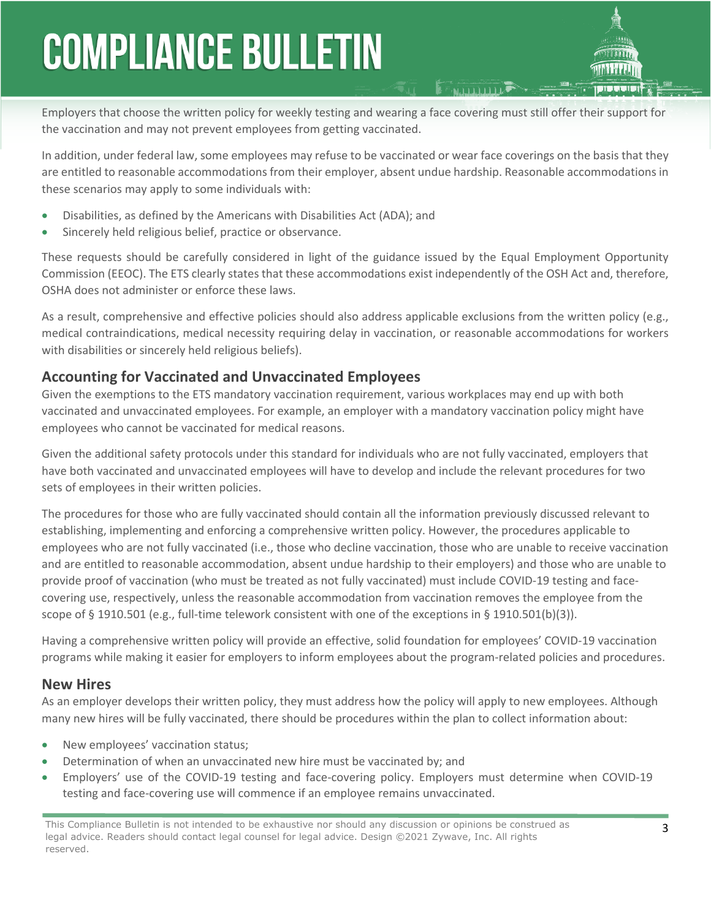Employers that choose the written policy for weekly testing and wearing a face covering must still offer their support for the vaccination and may not prevent employees from getting vaccinated.

In addition, under federal law, some employees may refuse to be vaccinated or wear face coverings on the basis that they are entitled to reasonable accommodations from their employer, absent undue hardship. Reasonable accommodations in these scenarios may apply to some individuals with:

- Disabilities, as defined by the Americans with Disabilities Act (ADA); and
- Sincerely held religious belief, practice or observance.

These requests should be carefully considered in light of the guidance issued by the Equal Employment Opportunity Commission (EEOC). The ETS clearly states that these accommodations exist independently of the OSH Act and, therefore, OSHA does not administer or enforce these laws.

As a result, comprehensive and effective policies should also address applicable exclusions from the written policy (e.g., medical contraindications, medical necessity requiring delay in vaccination, or reasonable accommodations for workers with disabilities or sincerely held religious beliefs).

## Accounting for Vaccinated and Unvaccinated Employees

Given the exemptions to the ETS mandatory vaccination requirement, various workplaces may end up with both vaccinated and unvaccinated employees. For example, an employer with a mandatory vaccination policy might have employees who cannot be vaccinated for medical reasons.

Given the additional safety protocols under this standard for individuals who are not fully vaccinated, employers that have both vaccinated and unvaccinated employees will have to develop and include the relevant procedures for two sets of employees in their written policies.

The procedures for those who are fully vaccinated should contain all the information previously discussed relevant to establishing, implementing and enforcing a comprehensive written policy. However, the procedures applicable to employees who are not fully vaccinated (i.e., those who decline vaccination, those who are unable to receive vaccination and are entitled to reasonable accommodation, absent undue hardship to their employers) and those who are unable to provide proof of vaccination (who must be treated as not fully vaccinated) must include COVID-19 testing and face-covering use, respectively, unless the reasonable accommodation from vaccination removes the employee from the scope of § 1910.501 (e.g., full-time telework consistent with one of the exceptions in § 1910.501(b)(3)).

Having a comprehensive written policy will provide an effective, solid foundation for employees' COVID-19 vaccination programs while making it easier for employers to inform employees about the program-related policies and procedures.

## New Hires

As an employer develops their written policy, they must address how the policy will apply to new employees. Although many new hires will be fully vaccinated, there should be procedures within the plan to collect information about:

- New employees' vaccination status;
- Determination of when an unvaccinated new hire must be vaccinated by; and
- Employers' use of the COVID-19 testing and face-covering policy. Employers must determine when COVID-19 testing and face-covering use will commence if an employee remains unvaccinated.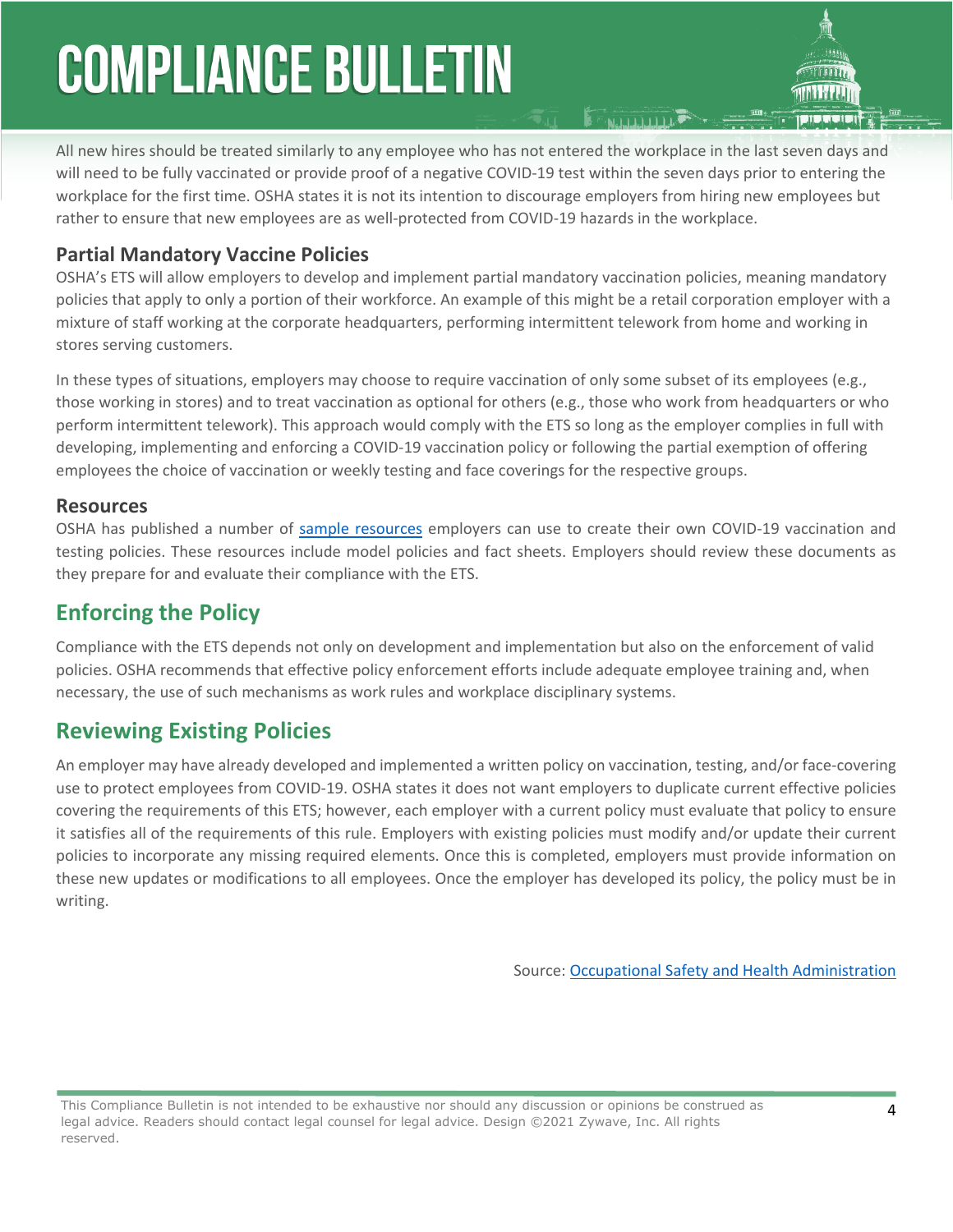All new hires should be treated similarly to any employee who has not entered the workplace in the last seven days and will need to be fully vaccinated or provide proof of a negative COVID-19 test within the seven days prior to entering the workplace for the first time. OSHA states it is not its intention to discourage employers from hiring new employees but rather to ensure that new employees are as well-protected from COVID-19 hazards in the workplace.

### Partial Mandatory Vaccine Policies

OSHA's ETS will allow employers to develop and implement partial mandatory vaccination policies, meaning mandatory policies that apply to only a portion of their workforce. An example of this might be a retail corporation employer with a mixture of staff working at the corporate headquarters, performing intermittent telework from home and working in stores serving customers.

In these types of situations, employers may choose to require vaccination of only some subset of its employees (e.g., those working in stores) and to treat vaccination as optional for others (e.g., those who work from headquarters or who perform intermittent telework). This approach would comply with the ETS so long as the employer complies in full with developing, implementing and enforcing a COVID-19 vaccination policy or following the partial exemption of offering employees the choice of vaccination or weekly testing and face coverings for the respective groups.

### Resources

OSHA has published a number of sample resources employers can use to create their own COVID-19 vaccination and testing policies. These resources include model policies and fact sheets. Employers should review these documents as they prepare for and evaluate their compliance with the ETS.

## Enforcing the Policy

Compliance with the ETS depends not only on development and implementation but also on the enforcement of valid policies. OSHA recommends that effective policy enforcement efforts include adequate employee training and, when necessary, the use of such mechanisms as work rules and workplace disciplinary systems.

## Reviewing Existing Policies

An employer may have already developed and implemented a written policy on vaccination, testing, and/or face-covering use to protect employees from COVID-19. OSHA states it does not want employers to duplicate current effective policies covering the requirements of this ETS; however, each employer with a current policy must evaluate that policy to ensure it satisfies all of the requirements of this rule. Employers with existing policies must modify and/or update their current policies to incorporate any missing required elements. Once this is completed, employers must provide information on these new updates or modifications to all employees. Once the employer has developed its policy, the policy must be in writing.

Source: Occupational Safety and Health Administration

This Compliance Bulletin is not intended to be exhaustive nor should any discussion or opinions be construed as legal advice. Readers should contact legal counsel for legal advice. Design ©2021 Zywave, Inc. All rights reserved.